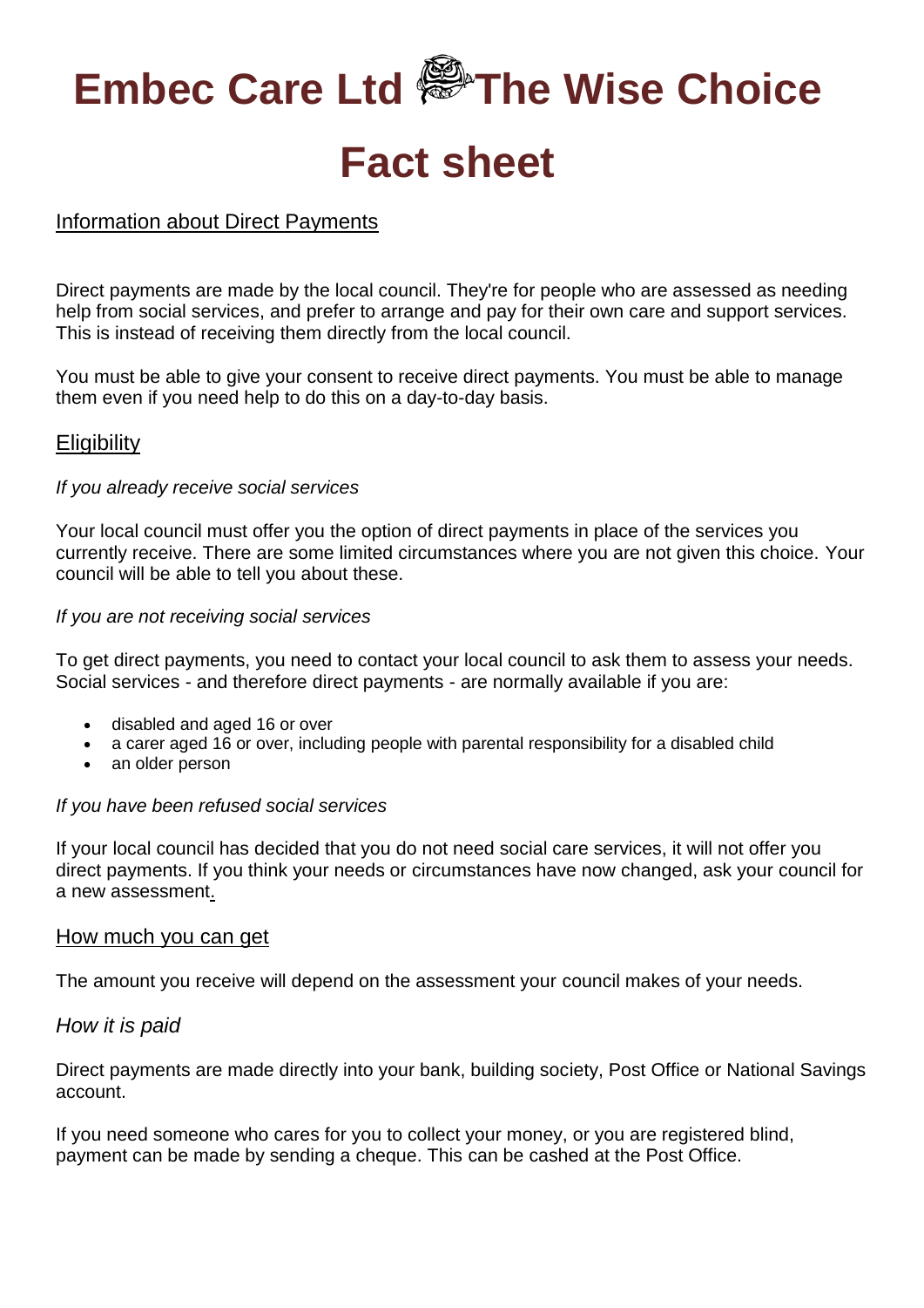# Embec Care Ltd The Wise Choice

# Fact sheet

## Information about Direct Payments

Direct payments are made by the local council. They're for people who are assessed as needing help from social services, and prefer to arrange and pay for their own care and support services. This is instead of receiving them directly from the local council.

You must be able to give your consent to receive direct payments. You must be able to manage them even if you need help to do this on a day-to-day basis.

## Eligibility

*If you already receive social services*

Your local council must offer you the option of direct payments in place of the services you currently receive. There are some limited circumstances where you are not given this choice. Your council will be able to tell you about these.

*If you are not receiving social services*

To get direct payments, you need to contact your local council to ask them to assess your needs. Social services - and therefore direct payments - are normally available if you are:

- disabled and aged 16 or over
- a carer aged 16 or over, including people with parental responsibility for a disabled child
- an older person

*If you have been refused social services*

If your local council has decided that you do not need social care services, it will not offer you direct payments. If you think your needs or circumstances have now changed, ask your council for a new assessment.

## How much you can get

The amount you receive will depend on the assessment your council makes of your needs.

### *How it is paid*

Direct payments are made directly into your bank, building society, Post Office or National Savings account.

If you need someone who cares for you to collect your money, or you are registered blind, payment can be made by sending a cheque. This can be cashed at the Post Office.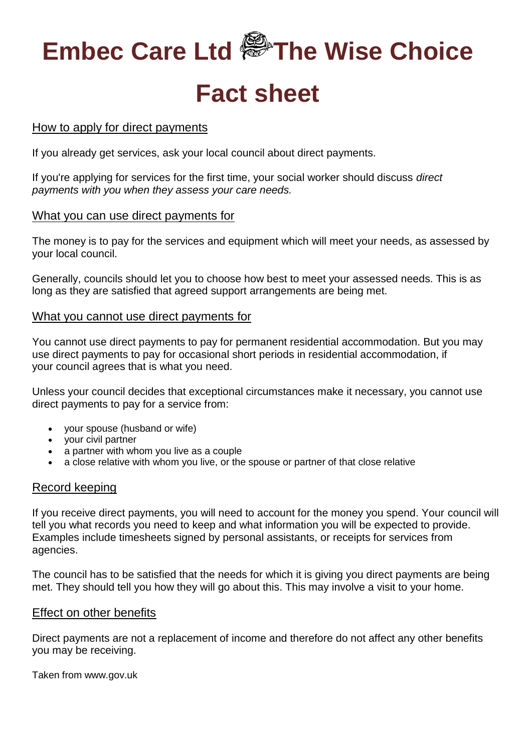# Embec Care Ltd The Wise Choice

# Fact sheet

## How to apply for direct payments

If you already get services, ask your local council about direct payments.

If you're applying for services for the first time, your social worker should discuss *direct payments with you when they assess your care needs.*

## What you can use direct payments for

The money is to pay for the services and equipment which will meet your needs, as assessed by your local council.

Generally, councils should let you to choose how best to meet your assessed needs. This is as long as they are satisfied that agreed support arrangements are being met.

## What you cannot use direct payments for

You cannot use direct payments to pay for permanent residential accommodation. But you may use direct payments to pay for occasional short periods in residential accommodation, if your council agrees that is what you need.

Unless your council decides that exceptional circumstances make it necessary, you cannot use direct payments to pay for a service from:

- your spouse (husband or wife)
- your civil partner
- a partner with whom you live as a couple
- a close relative with whom you live, or the spouse or partner of that close relative

## Record keeping

If you receive direct payments, you will need to account for the money you spend. Your council will tell you what records you need to keep and what information you will be expected to provide. Examples include timesheets signed by personal assistants, or receipts for services from agencies.

The council has to be satisfied that the needs for which it is giving you direct payments are being met. They should tell you how they will go about this. This may involve a visit to your home.

## Effect on other benefits

Direct payments are not a replacement of income and therefore do not affect any other benefits you may be receiving.

Taken from www.gov.uk